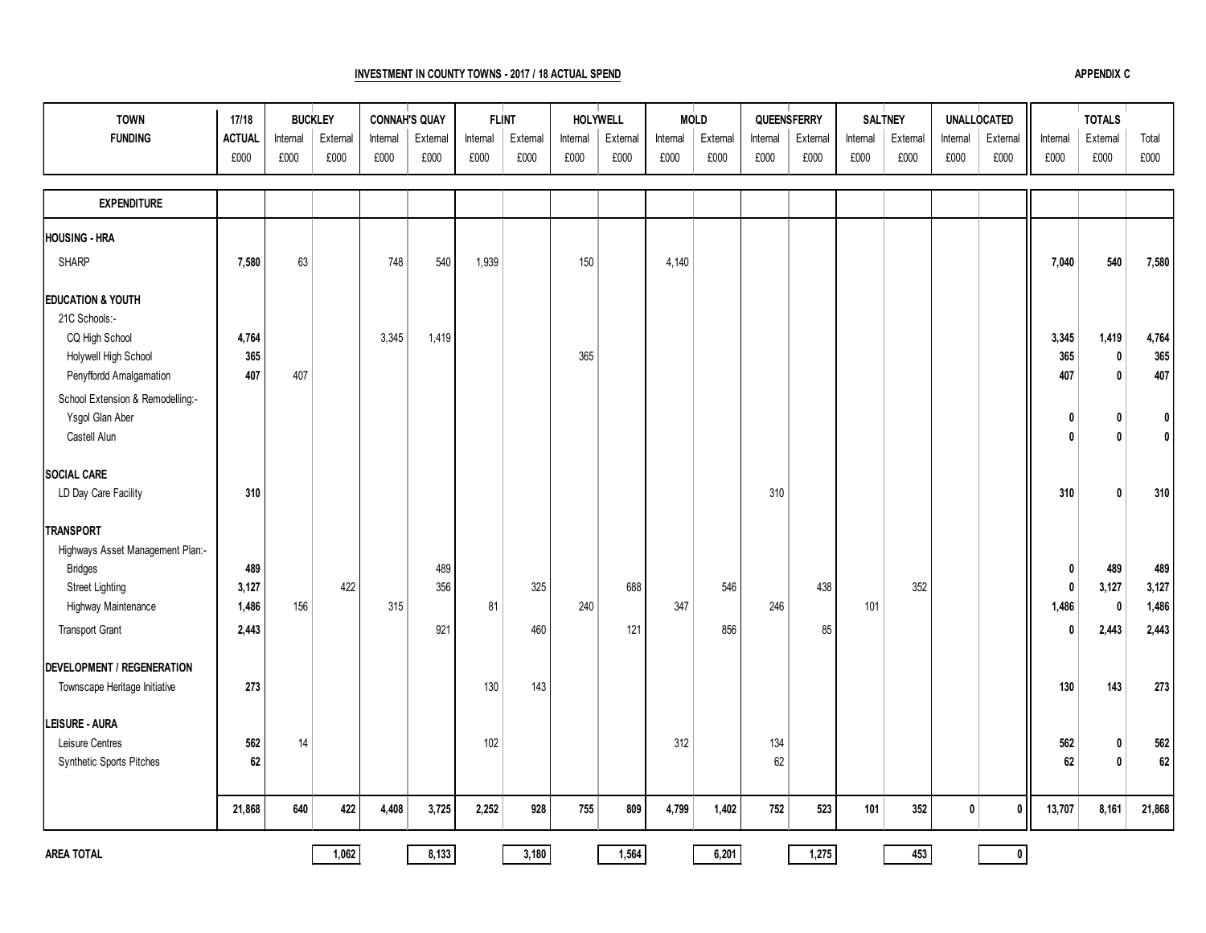**INVESTMENT IN COUNTY TOWNS - 2017 / 18 ACTUAL SPEND**

**APPENDIX C**

| TOWN FUNDING | 17/18 ACTUAL £000 | BUCKLEY Internal £000 | BUCKLEY External £000 | CONNAH'S QUAY Internal £000 | CONNAH'S QUAY External £000 | FLINT Internal £000 | FLINT External £000 | HOLYWELL Internal £000 | HOLYWELL External £000 | MOLD Internal £000 | MOLD External £000 | QUEENSFERRY Internal £000 | QUEENSFERRY External £000 | SALTNEY Internal £000 | SALTNEY External £000 | UNALLOCATED Internal £000 | UNALLOCATED External £000 | TOTALS Internal £000 | TOTALS External £000 | TOTALS Total £000 |
|---|---|---|---|---|---|---|---|---|---|---|---|---|---|---|---|---|---|---|---|---|
| **EXPENDITURE** | | | | | | | | | | | | | | | | | | | | |
| **HOUSING - HRA** | | | | | | | | | | | | | | | | | | | | |
| SHARP | 7,580 | 63 | | 748 | 540 | 1,939 | | 150 | | 4,140 | | | | | | | | 7,040 | 540 | 7,580 |
| **EDUCATION & YOUTH** | | | | | | | | | | | | | | | | | | | | |
| 21C Schools:- | | | | | | | | | | | | | | | | | | | | |
| CQ High School | 4,764 | | | 3,345 | 1,419 | | | | | | | | | | | | | 3,345 | 1,419 | 4,764 |
| Holywell High School | 365 | | | | | | | 365 | | | | | | | | | | 365 | 0 | 365 |
| Penyffordd Amalgamation | 407 | 407 | | | | | | | | | | | | | | | | 407 | 0 | 407 |
| School Extension & Remodelling:- | | | | | | | | | | | | | | | | | | | | |
| Ysgol Glan Aber | | | | | | | | | | | | | | | | | | 0 | 0 | 0 |
| Castell Alun | | | | | | | | | | | | | | | | | | 0 | 0 | 0 |
| **SOCIAL CARE** | | | | | | | | | | | | | | | | | | | | |
| LD Day Care Facility | 310 | | | | | | | | | | | 310 | | | | | | 310 | 0 | 310 |
| **TRANSPORT** | | | | | | | | | | | | | | | | | | | | |
| Highways Asset Management Plan:- | | | | | | | | | | | | | | | | | | | | |
| Bridges | 489 | | | | 489 | | | | | | | | | | | | | 0 | 489 | 489 |
| Street Lighting | 3,127 | | 422 | | 356 | | 325 | | 688 | | 546 | | 438 | | 352 | | | 0 | 3,127 | 3,127 |
| Highway Maintenance | 1,486 | 156 | | 315 | | 81 | | 240 | | 347 | | 246 | | 101 | | | | 1,486 | 0 | 1,486 |
| Transport Grant | 2,443 | | | | 921 | | 460 | | 121 | | 856 | | 85 | | | | | 0 | 2,443 | 2,443 |
| **DEVELOPMENT / REGENERATION** | | | | | | | | | | | | | | | | | | | | |
| Townscape Heritage Initiative | 273 | | | | | 130 | 143 | | | | | | | | | | | 130 | 143 | 273 |
| **LEISURE - AURA** | | | | | | | | | | | | | | | | | | | | |
| Leisure Centres | 562 | 14 | | | | 102 | | | | 312 | | 134 | | | | | | 562 | 0 | 562 |
| Synthetic Sports Pitches | 62 | | | | | | | | | | | 62 | | | | | | 62 | 0 | 62 |
| | 21,868 | 640 | 422 | 4,408 | 3,725 | 2,252 | 928 | 755 | 809 | 4,799 | 1,402 | 752 | 523 | 101 | 352 | 0 | 0 | 13,707 | 8,161 | 21,868 |
| **AREA TOTAL** | | | 1,062 | | 8,133 | | 3,180 | | 1,564 | | 6,201 | | 1,275 | | 453 | | 0 | | | |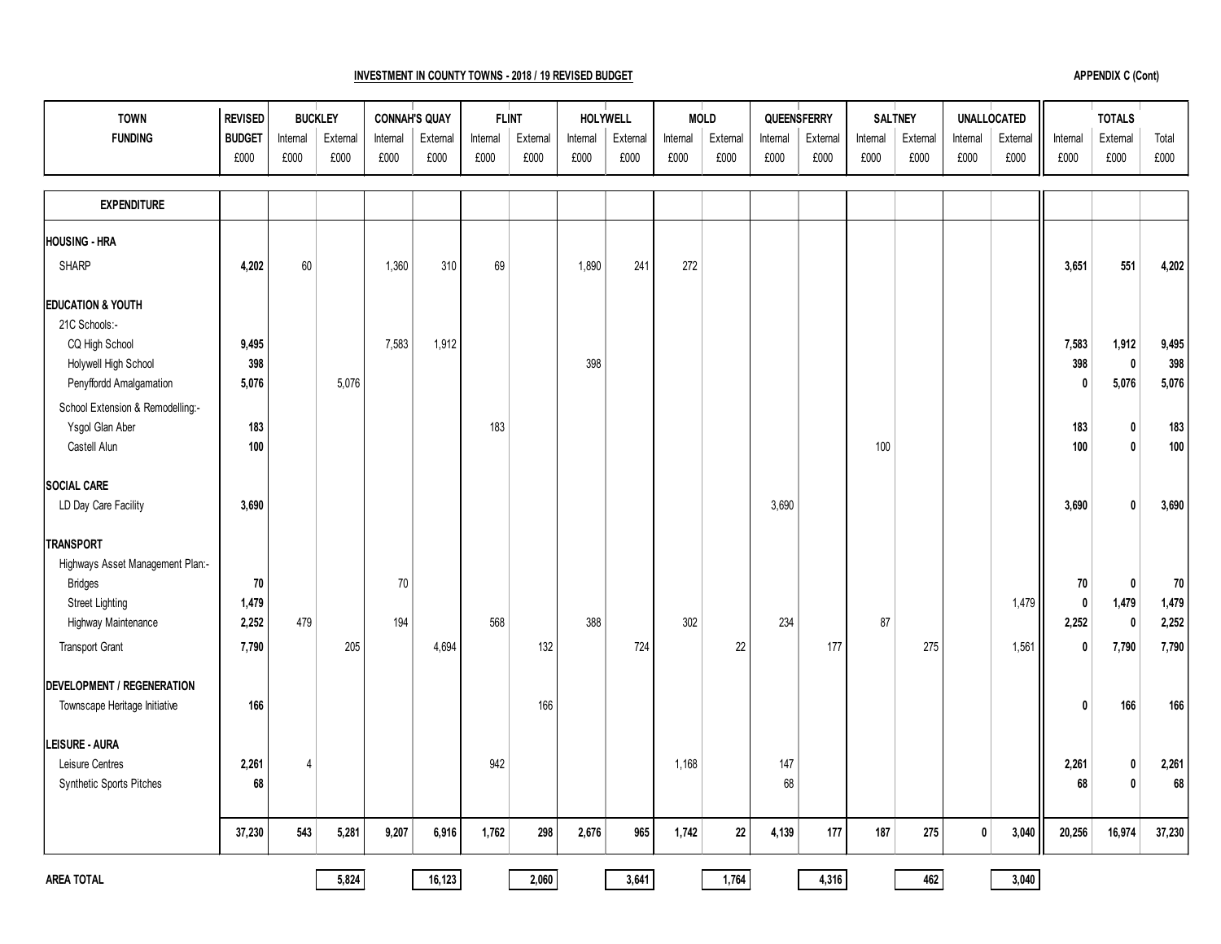**INVESTMENT IN COUNTY TOWNS - 2018 / 19 REVISED BUDGET**

**APPENDIX C (Cont)**

| TOWN FUNDING | REVISED BUDGET £000 | BUCKLEY Internal £000 | BUCKLEY External £000 | CONNAH'S QUAY Internal £000 | CONNAH'S QUAY External £000 | FLINT Internal £000 | FLINT External £000 | HOLYWELL Internal £000 | HOLYWELL External £000 | MOLD Internal £000 | MOLD External £000 | QUEENSFERRY Internal £000 | QUEENSFERRY External £000 | SALTNEY Internal £000 | SALTNEY External £000 | UNALLOCATED Internal £000 | UNALLOCATED External £000 | TOTALS Internal £000 | TOTALS External £000 | TOTALS Total £000 |
|---|---|---|---|---|---|---|---|---|---|---|---|---|---|---|---|---|---|---|---|---|
| **EXPENDITURE** | | | | | | | | | | | | | | | | | | | | |
| **HOUSING - HRA** | | | | | | | | | | | | | | | | | | | | |
| SHARP | **4,202** | 60 | | 1,360 | 310 | 69 | | 1,890 | 241 | 272 | | | | | | | | **3,651** | **551** | **4,202** |
| **EDUCATION & YOUTH** | | | | | | | | | | | | | | | | | | | | |
| 21C Schools:- | | | | | | | | | | | | | | | | | | | | |
| CQ High School | **9,495** | | | 7,583 | 1,912 | | | | | | | | | | | | | **7,583** | **1,912** | **9,495** |
| Holywell High School | **398** | | | | | | | 398 | | | | | | | | | | **398** | **0** | **398** |
| Penyffordd Amalgamation | **5,076** | | 5,076 | | | | | | | | | | | | | | | **0** | **5,076** | **5,076** |
| School Extension & Remodelling:- | | | | | | | | | | | | | | | | | | | | |
| Ysgol Glan Aber | **183** | | | | | 183 | | | | | | | | | | | | **183** | **0** | **183** |
| Castell Alun | **100** | | | | | | | | | | | | | 100 | | | | **100** | **0** | **100** |
| **SOCIAL CARE** | | | | | | | | | | | | | | | | | | | | |
| LD Day Care Facility | **3,690** | | | | | | | | | | | 3,690 | | | | | | **3,690** | **0** | **3,690** |
| **TRANSPORT** | | | | | | | | | | | | | | | | | | | | |
| Highways Asset Management Plan:- | | | | | | | | | | | | | | | | | | | | |
| Bridges | **70** | | | 70 | | | | | | | | | | | | | | **70** | **0** | **70** |
| Street Lighting | **1,479** | | | | | | | | | | | | | | | | 1,479 | **0** | **1,479** | **1,479** |
| Highway Maintenance | **2,252** | 479 | | 194 | | 568 | | 388 | | 302 | | 234 | | 87 | | | | **2,252** | **0** | **2,252** |
| Transport Grant | **7,790** | | 205 | | 4,694 | | 132 | | 724 | | 22 | | 177 | | 275 | | 1,561 | **0** | **7,790** | **7,790** |
| **DEVELOPMENT / REGENERATION** | | | | | | | | | | | | | | | | | | | | |
| Townscape Heritage Initiative | **166** | | | | | | 166 | | | | | | | | | | | **0** | **166** | **166** |
| **LEISURE - AURA** | | | | | | | | | | | | | | | | | | | | |
| Leisure Centres | **2,261** | 4 | | | | 942 | | | | 1,168 | | 147 | | | | | | **2,261** | **0** | **2,261** |
| Synthetic Sports Pitches | **68** | | | | | | | | | | | 68 | | | | | | **68** | **0** | **68** |
| | **37,230** | **543** | **5,281** | **9,207** | **6,916** | **1,762** | **298** | **2,676** | **965** | **1,742** | **22** | **4,139** | **177** | **187** | **275** | **0** | **3,040** | **20,256** | **16,974** | **37,230** |
| **AREA TOTAL** | | | **5,824** | | **16,123** | | **2,060** | | **3,641** | | **1,764** | | **4,316** | | **462** | | **3,040** | | | |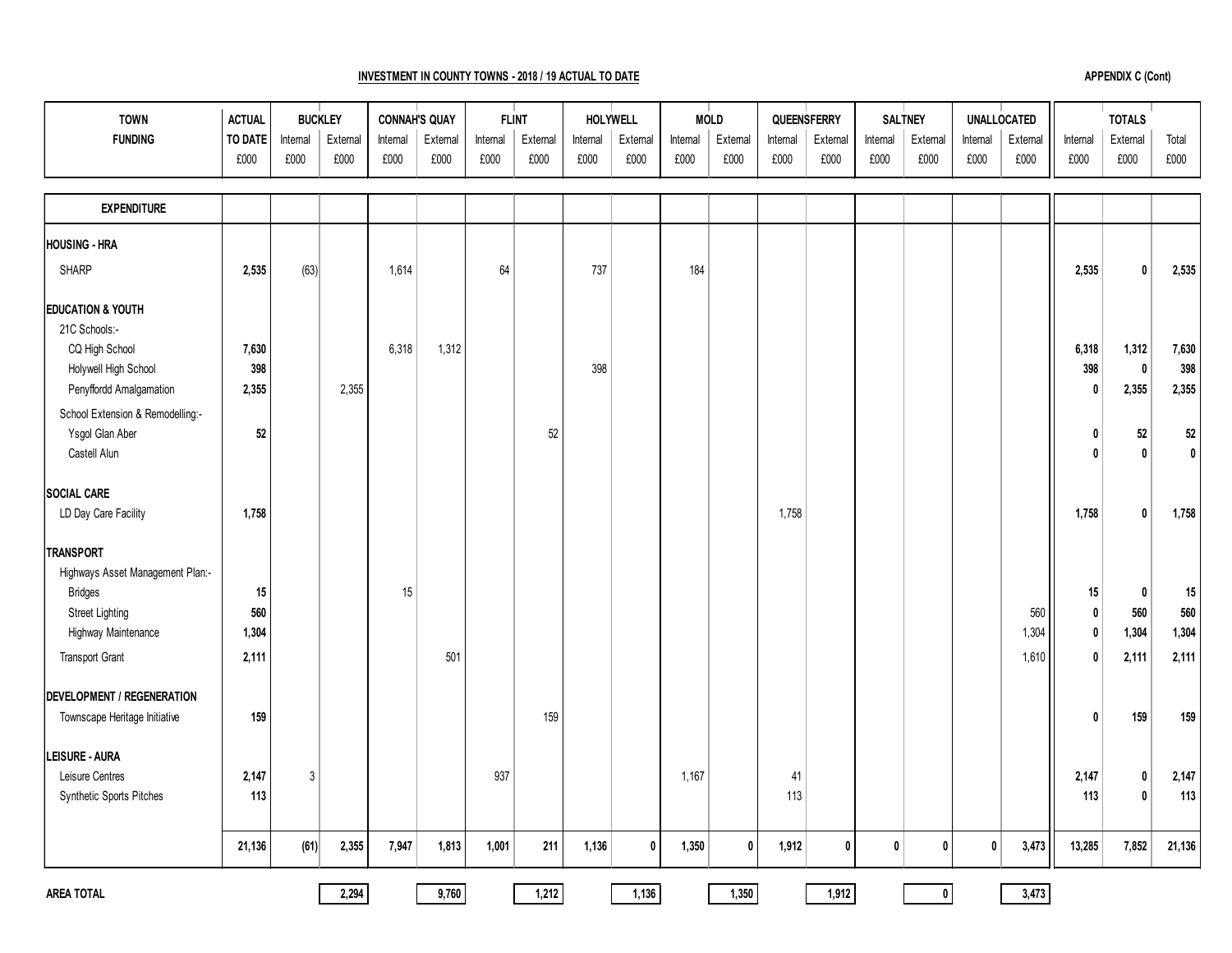**INVESTMENT IN COUNTY TOWNS - 2018 / 19 ACTUAL TO DATE**

**APPENDIX C (Cont)**

| TOWN FUNDING | ACTUAL TO DATE £000 | BUCKLEY Internal £000 | BUCKLEY External £000 | CONNAH'S QUAY Internal £000 | CONNAH'S QUAY External £000 | FLINT Internal £000 | FLINT External £000 | HOLYWELL Internal £000 | HOLYWELL External £000 | MOLD Internal £000 | MOLD External £000 | QUEENSFERRY Internal £000 | QUEENSFERRY External £000 | SALTNEY Internal £000 | SALTNEY External £000 | UNALLOCATED Internal £000 | UNALLOCATED External £000 | TOTALS Internal £000 | TOTALS External £000 | TOTALS Total £000 |
|---|---|---|---|---|---|---|---|---|---|---|---|---|---|---|---|---|---|---|---|---|
| **EXPENDITURE** | | | | | | | | | | | | | | | | | | | | |
| **HOUSING - HRA** | | | | | | | | | | | | | | | | | | | | |
| SHARP | **2,535** | (63) | | 1,614 | | 64 | | 737 | | 184 | | | | | | | | **2,535** | **0** | **2,535** |
| **EDUCATION & YOUTH** | | | | | | | | | | | | | | | | | | | | |
| 21C Schools:- | | | | | | | | | | | | | | | | | | | | |
| CQ High School | **7,630** | | | 6,318 | 1,312 | | | | | | | | | | | | | **6,318** | **1,312** | **7,630** |
| Holywell High School | **398** | | | | | | | 398 | | | | | | | | | | **398** | **0** | **398** |
| Penyffordd Amalgamation | **2,355** | | 2,355 | | | | | | | | | | | | | | | **0** | **2,355** | **2,355** |
| School Extension & Remodelling:- | | | | | | | | | | | | | | | | | | | | |
| Ysgol Glan Aber | **52** | | | | | | 52 | | | | | | | | | | | **0** | **52** | **52** |
| Castell Alun | | | | | | | | | | | | | | | | | | **0** | **0** | **0** |
| **SOCIAL CARE** | | | | | | | | | | | | | | | | | | | | |
| LD Day Care Facility | **1,758** | | | | | | | | | | | 1,758 | | | | | | **1,758** | **0** | **1,758** |
| **TRANSPORT** | | | | | | | | | | | | | | | | | | | | |
| Highways Asset Management Plan:- | | | | | | | | | | | | | | | | | | | | |
| Bridges | **15** | | | 15 | | | | | | | | | | | | | | **15** | **0** | **15** |
| Street Lighting | **560** | | | | | | | | | | | | | | | | 560 | **0** | **560** | **560** |
| Highway Maintenance | **1,304** | | | | | | | | | | | | | | | | 1,304 | **0** | **1,304** | **1,304** |
| Transport Grant | **2,111** | | | | 501 | | | | | | | | | | | | 1,610 | **0** | **2,111** | **2,111** |
| **DEVELOPMENT / REGENERATION** | | | | | | | | | | | | | | | | | | | | |
| Townscape Heritage Initiative | **159** | | | | | | 159 | | | | | | | | | | | **0** | **159** | **159** |
| **LEISURE - AURA** | | | | | | | | | | | | | | | | | | | | |
| Leisure Centres | **2,147** | 3 | | | | 937 | | | | 1,167 | | 41 | | | | | | **2,147** | **0** | **2,147** |
| Synthetic Sports Pitches | **113** | | | | | | | | | | | 113 | | | | | | **113** | **0** | **113** |
| | **21,136** | **(61)** | **2,355** | **7,947** | **1,813** | **1,001** | **211** | **1,136** | **0** | **1,350** | **0** | **1,912** | **0** | **0** | **0** | **0** | **3,473** | **13,285** | **7,852** | **21,136** |
| **AREA TOTAL** | | | **2,294** | | **9,760** | | **1,212** | | **1,136** | | **1,350** | | **1,912** | | **0** | | **3,473** | | | |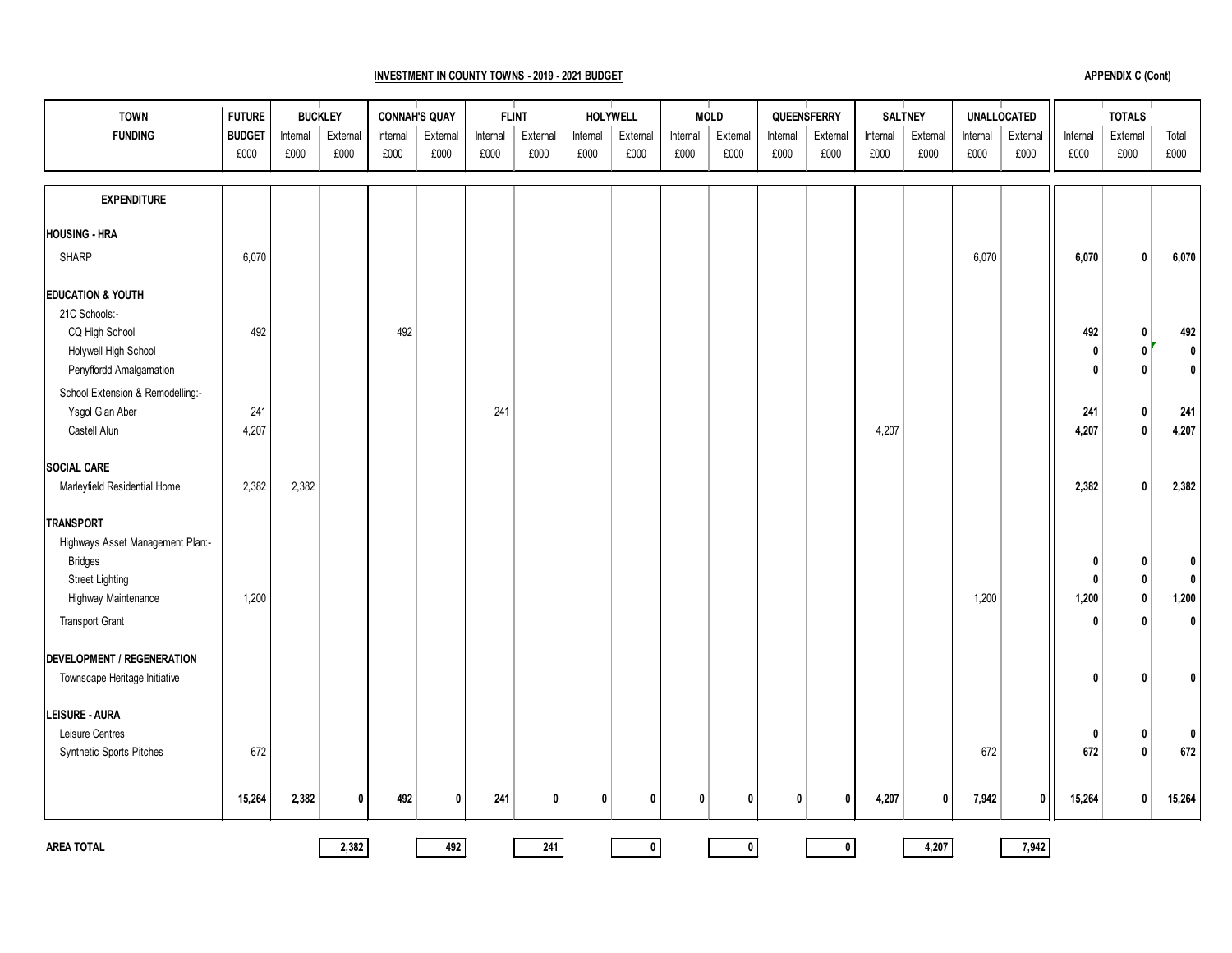**INVESTMENT IN COUNTY TOWNS - 2019 - 2021 BUDGET**

**APPENDIX C (Cont)**

| TOWN FUNDING | FUTURE BUDGET | BUCKLEY | | CONNAH'S QUAY | | FLINT | | HOLYWELL | | MOLD | | QUEENSFERRY | | SALTNEY | | UNALLOCATED | | TOTALS | | |
|---|---|---|---|---|---|---|---|---|---|---|---|---|---|---|---|---|---|---|---|---|
| | | Internal | External | Internal | External | Internal | External | Internal | External | Internal | External | Internal | External | Internal | External | Internal | External | Internal | External | Total |
| | £000 | £000 | £000 | £000 | £000 | £000 | £000 | £000 | £000 | £000 | £000 | £000 | £000 | £000 | £000 | £000 | £000 | £000 | £000 | £000 |
| **EXPENDITURE** | | | | | | | | | | | | | | | | | | | | |
| **HOUSING - HRA** | | | | | | | | | | | | | | | | | | | | |
| SHARP | 6,070 | | | | | | | | | | | | | | | 6,070 | | **6,070** | **0** | **6,070** |
| **EDUCATION & YOUTH** | | | | | | | | | | | | | | | | | | | | |
| 21C Schools:- | | | | | | | | | | | | | | | | | | | | |
| CQ High School | 492 | | | 492 | | | | | | | | | | | | | | **492** | **0** | **492** |
| Holywell High School | | | | | | | | | | | | | | | | | | **0** | **0** | **0** |
| Penyffordd Amalgamation | | | | | | | | | | | | | | | | | | **0** | **0** | **0** |
| School Extension & Remodelling:- | | | | | | | | | | | | | | | | | | | | |
| Ysgol Glan Aber | 241 | | | | | 241 | | | | | | | | | | | | **241** | **0** | **241** |
| Castell Alun | 4,207 | | | | | | | | | | | | | 4,207 | | | | **4,207** | **0** | **4,207** |
| **SOCIAL CARE** | | | | | | | | | | | | | | | | | | | | |
| Marleyfield Residential Home | 2,382 | 2,382 | | | | | | | | | | | | | | | | **2,382** | **0** | **2,382** |
| **TRANSPORT** | | | | | | | | | | | | | | | | | | | | |
| Highways Asset Management Plan:- | | | | | | | | | | | | | | | | | | | | |
| Bridges | | | | | | | | | | | | | | | | | | **0** | **0** | **0** |
| Street Lighting | | | | | | | | | | | | | | | | | | **0** | **0** | **0** |
| Highway Maintenance | 1,200 | | | | | | | | | | | | | | | 1,200 | | **1,200** | **0** | **1,200** |
| Transport Grant | | | | | | | | | | | | | | | | | | **0** | **0** | **0** |
| **DEVELOPMENT / REGENERATION** | | | | | | | | | | | | | | | | | | | | |
| Townscape Heritage Initiative | | | | | | | | | | | | | | | | | | **0** | **0** | **0** |
| **LEISURE - AURA** | | | | | | | | | | | | | | | | | | | | |
| Leisure Centres | | | | | | | | | | | | | | | | | | **0** | **0** | **0** |
| Synthetic Sports Pitches | 672 | | | | | | | | | | | | | | | 672 | | **672** | **0** | **672** |
| | **15,264** | **2,382** | **0** | **492** | **0** | **241** | **0** | **0** | **0** | **0** | **0** | **0** | **0** | **4,207** | **0** | **7,942** | **0** | **15,264** | **0** | **15,264** |
| **AREA TOTAL** | | | **2,382** | | **492** | | **241** | | **0** | | **0** | | **0** | | **4,207** | | **7,942** | | | |